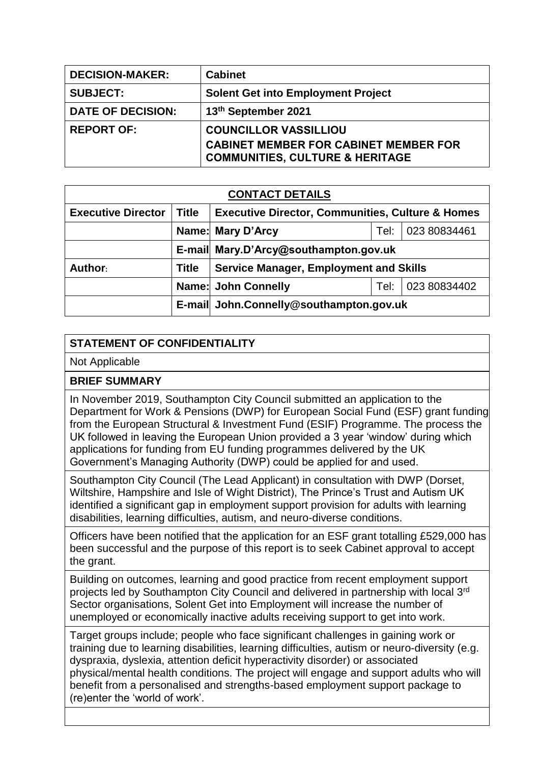| DECISION-MAKER: | Cabinet |
|---|---|
| SUBJECT: | Solent Get into Employment Project |
| DATE OF DECISION: | 13th September 2021 |
| REPORT OF: | COUNCILLOR VASSILLIOU<br>CABINET MEMBER FOR CABINET MEMBER FOR COMMUNITIES, CULTURE & HERITAGE |

| CONTACT DETAILS | | | | |
|---|---|---|---|---|
| Executive Director | Title | Executive Director, Communities, Culture & Homes | | |
| | Name: | Mary D'Arcy | Tel: | 023 80834461 |
| | E-mail | Mary.D'Arcy@southampton.gov.uk | | |
| Author: | Title | Service Manager, Employment and Skills | | |
| | Name: | John Connelly | Tel: | 023 80834402 |
| | E-mail | John.Connelly@southampton.gov.uk | | |

**STATEMENT OF CONFIDENTIALITY**

Not Applicable

**BRIEF SUMMARY**

In November 2019, Southampton City Council submitted an application to the Department for Work & Pensions (DWP) for European Social Fund (ESF) grant funding from the European Structural & Investment Fund (ESIF) Programme. The process the UK followed in leaving the European Union provided a 3 year 'window' during which applications for funding from EU funding programmes delivered by the UK Government's Managing Authority (DWP) could be applied for and used.

Southampton City Council (The Lead Applicant) in consultation with DWP (Dorset, Wiltshire, Hampshire and Isle of Wight District), The Prince's Trust and Autism UK identified a significant gap in employment support provision for adults with learning disabilities, learning difficulties, autism, and neuro-diverse conditions.

Officers have been notified that the application for an ESF grant totalling £529,000 has been successful and the purpose of this report is to seek Cabinet approval to accept the grant.

Building on outcomes, learning and good practice from recent employment support projects led by Southampton City Council and delivered in partnership with local 3rd Sector organisations, Solent Get into Employment will increase the number of unemployed or economically inactive adults receiving support to get into work.

Target groups include; people who face significant challenges in gaining work or training due to learning disabilities, learning difficulties, autism or neuro-diversity (e.g. dyspraxia, dyslexia, attention deficit hyperactivity disorder) or associated physical/mental health conditions. The project will engage and support adults who will benefit from a personalised and strengths-based employment support package to (re)enter the 'world of work'.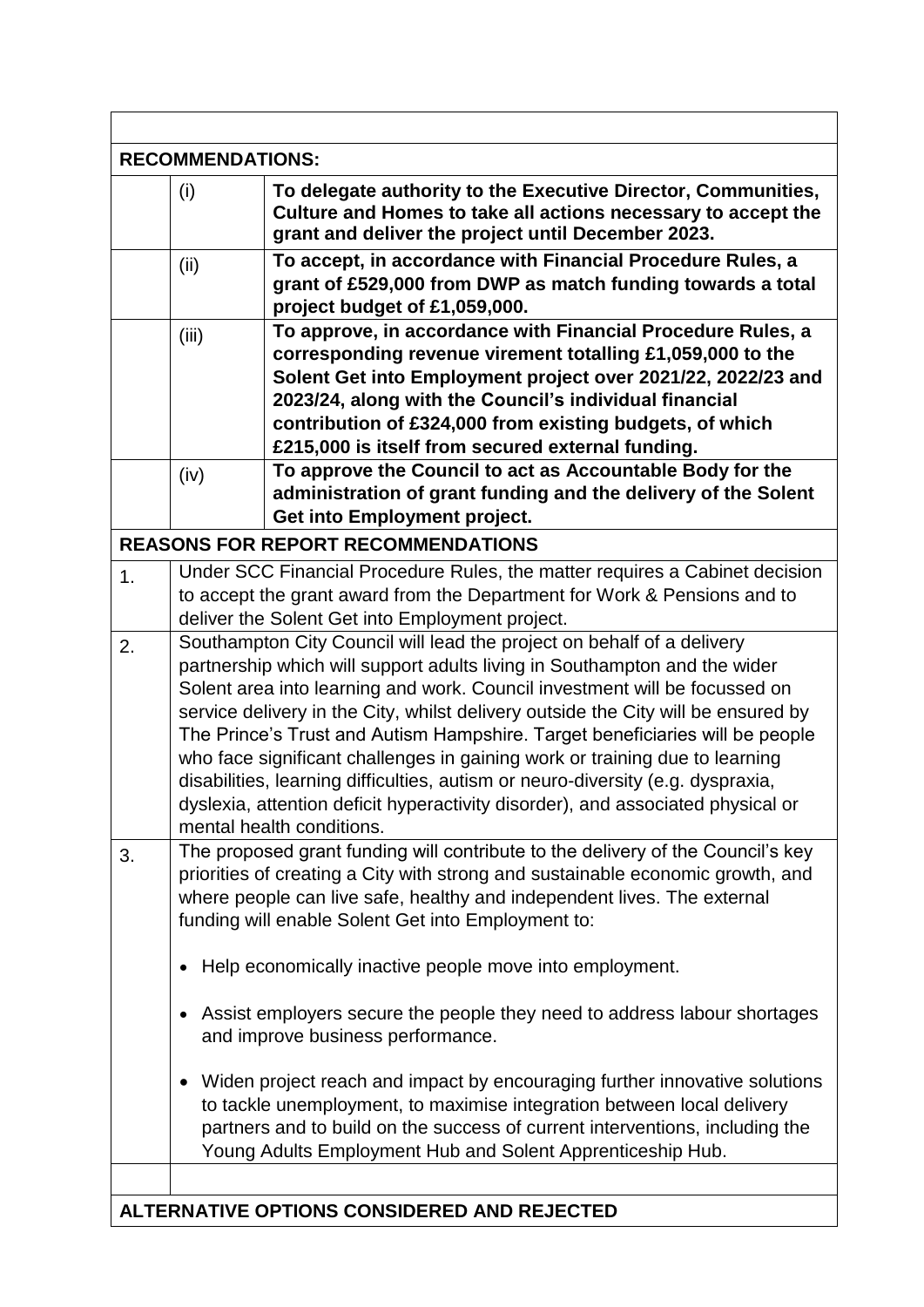**RECOMMENDATIONS:**

| | | |
|---|---|---|
| | (i) | **To delegate authority to the Executive Director, Communities, Culture and Homes to take all actions necessary to accept the grant and deliver the project until December 2023.** |
| | (ii) | **To accept, in accordance with Financial Procedure Rules, a grant of £529,000 from DWP as match funding towards a total project budget of £1,059,000.** |
| | (iii) | **To approve, in accordance with Financial Procedure Rules, a corresponding revenue virement totalling £1,059,000 to the Solent Get into Employment project over 2021/22, 2022/23 and 2023/24, along with the Council's individual financial contribution of £324,000 from existing budgets, of which £215,000 is itself from secured external funding.** |
| | (iv) | **To approve the Council to act as Accountable Body for the administration of grant funding and the delivery of the Solent Get into Employment project.** |

**REASONS FOR REPORT RECOMMENDATIONS**

1. Under SCC Financial Procedure Rules, the matter requires a Cabinet decision to accept the grant award from the Department for Work & Pensions and to deliver the Solent Get into Employment project.

2. Southampton City Council will lead the project on behalf of a delivery partnership which will support adults living in Southampton and the wider Solent area into learning and work. Council investment will be focussed on service delivery in the City, whilst delivery outside the City will be ensured by The Prince's Trust and Autism Hampshire. Target beneficiaries will be people who face significant challenges in gaining work or training due to learning disabilities, learning difficulties, autism or neuro-diversity (e.g. dyspraxia, dyslexia, attention deficit hyperactivity disorder), and associated physical or mental health conditions.

3. The proposed grant funding will contribute to the delivery of the Council's key priorities of creating a City with strong and sustainable economic growth, and where people can live safe, healthy and independent lives. The external funding will enable Solent Get into Employment to:

   - Help economically inactive people move into employment.
   - Assist employers secure the people they need to address labour shortages and improve business performance.
   - Widen project reach and impact by encouraging further innovative solutions to tackle unemployment, to maximise integration between local delivery partners and to build on the success of current interventions, including the Young Adults Employment Hub and Solent Apprenticeship Hub.

**ALTERNATIVE OPTIONS CONSIDERED AND REJECTED**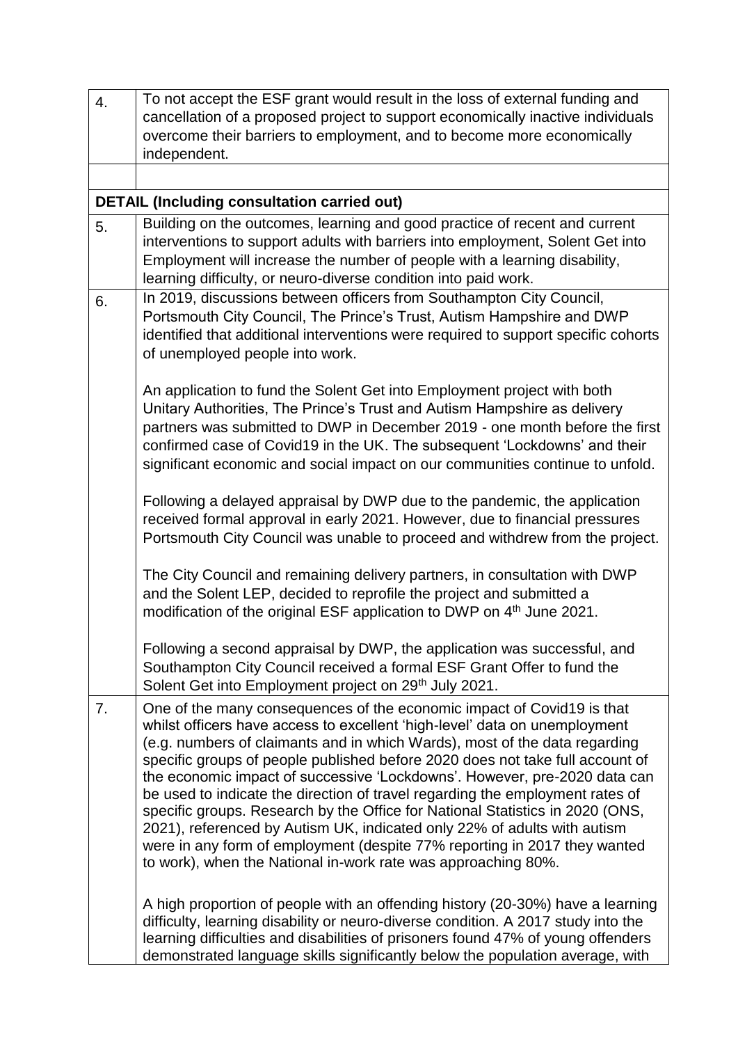| | |
|---|---|
| 4. | To not accept the ESF grant would result in the loss of external funding and cancellation of a proposed project to support economically inactive individuals overcome their barriers to employment, and to become more economically independent. |
| | |
| **DETAIL (Including consultation carried out)** | |
| 5. | Building on the outcomes, learning and good practice of recent and current interventions to support adults with barriers into employment, Solent Get into Employment will increase the number of people with a learning disability, learning difficulty, or neuro-diverse condition into paid work. |
| 6. | In 2019, discussions between officers from Southampton City Council, Portsmouth City Council, The Prince's Trust, Autism Hampshire and DWP identified that additional interventions were required to support specific cohorts of unemployed people into work.<br><br>An application to fund the Solent Get into Employment project with both Unitary Authorities, The Prince's Trust and Autism Hampshire as delivery partners was submitted to DWP in December 2019 - one month before the first confirmed case of Covid19 in the UK. The subsequent 'Lockdowns' and their significant economic and social impact on our communities continue to unfold.<br><br>Following a delayed appraisal by DWP due to the pandemic, the application received formal approval in early 2021. However, due to financial pressures Portsmouth City Council was unable to proceed and withdrew from the project.<br><br>The City Council and remaining delivery partners, in consultation with DWP and the Solent LEP, decided to reprofile the project and submitted a modification of the original ESF application to DWP on 4th June 2021.<br><br>Following a second appraisal by DWP, the application was successful, and Southampton City Council received a formal ESF Grant Offer to fund the Solent Get into Employment project on 29th July 2021. |
| 7. | One of the many consequences of the economic impact of Covid19 is that whilst officers have access to excellent 'high-level' data on unemployment (e.g. numbers of claimants and in which Wards), most of the data regarding specific groups of people published before 2020 does not take full account of the economic impact of successive 'Lockdowns'. However, pre-2020 data can be used to indicate the direction of travel regarding the employment rates of specific groups. Research by the Office for National Statistics in 2020 (ONS, 2021), referenced by Autism UK, indicated only 22% of adults with autism were in any form of employment (despite 77% reporting in 2017 they wanted to work), when the National in-work rate was approaching 80%.<br><br>A high proportion of people with an offending history (20-30%) have a learning difficulty, learning disability or neuro-diverse condition. A 2017 study into the learning difficulties and disabilities of prisoners found 47% of young offenders demonstrated language skills significantly below the population average, with |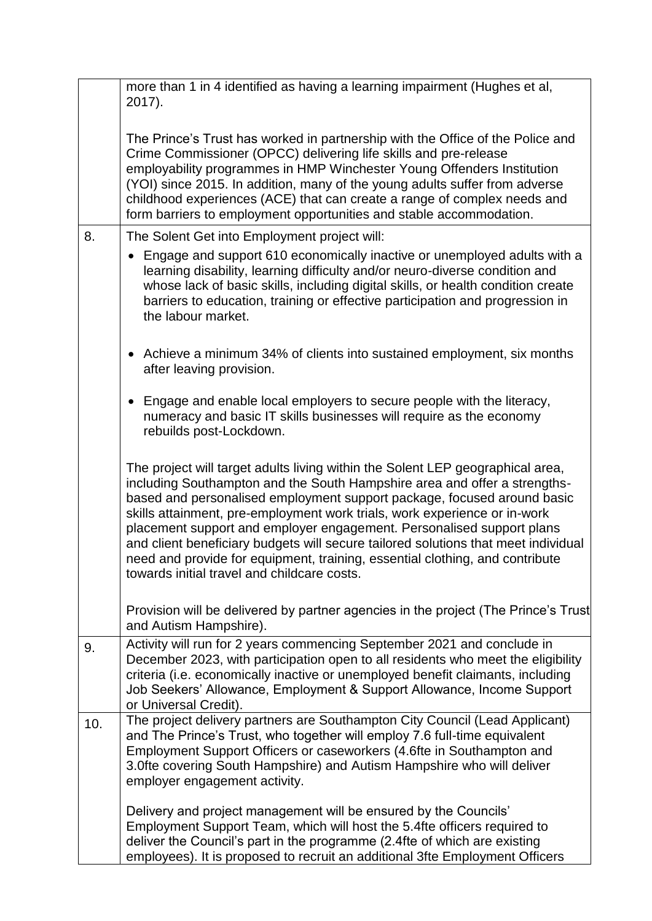| | |
|---|---|
| | more than 1 in 4 identified as having a learning impairment (Hughes et al, 2017).<br><br>The Prince's Trust has worked in partnership with the Office of the Police and Crime Commissioner (OPCC) delivering life skills and pre-release employability programmes in HMP Winchester Young Offenders Institution (YOI) since 2015. In addition, many of the young adults suffer from adverse childhood experiences (ACE) that can create a range of complex needs and form barriers to employment opportunities and stable accommodation. |
| 8. | The Solent Get into Employment project will:<br><br>• Engage and support 610 economically inactive or unemployed adults with a learning disability, learning difficulty and/or neuro-diverse condition and whose lack of basic skills, including digital skills, or health condition create barriers to education, training or effective participation and progression in the labour market.<br><br>• Achieve a minimum 34% of clients into sustained employment, six months after leaving provision.<br><br>• Engage and enable local employers to secure people with the literacy, numeracy and basic IT skills businesses will require as the economy rebuilds post-Lockdown.<br><br>The project will target adults living within the Solent LEP geographical area, including Southampton and the South Hampshire area and offer a strengths-based and personalised employment support package, focused around basic skills attainment, pre-employment work trials, work experience or in-work placement support and employer engagement. Personalised support plans and client beneficiary budgets will secure tailored solutions that meet individual need and provide for equipment, training, essential clothing, and contribute towards initial travel and childcare costs.<br><br>Provision will be delivered by partner agencies in the project (The Prince's Trust and Autism Hampshire). |
| 9. | Activity will run for 2 years commencing September 2021 and conclude in December 2023, with participation open to all residents who meet the eligibility criteria (i.e. economically inactive or unemployed benefit claimants, including Job Seekers' Allowance, Employment & Support Allowance, Income Support or Universal Credit). |
| 10. | The project delivery partners are Southampton City Council (Lead Applicant) and The Prince's Trust, who together will employ 7.6 full-time equivalent Employment Support Officers or caseworkers (4.6fte in Southampton and 3.0fte covering South Hampshire) and Autism Hampshire who will deliver employer engagement activity.<br><br>Delivery and project management will be ensured by the Councils' Employment Support Team, which will host the 5.4fte officers required to deliver the Council's part in the programme (2.4fte of which are existing employees). It is proposed to recruit an additional 3fte Employment Officers |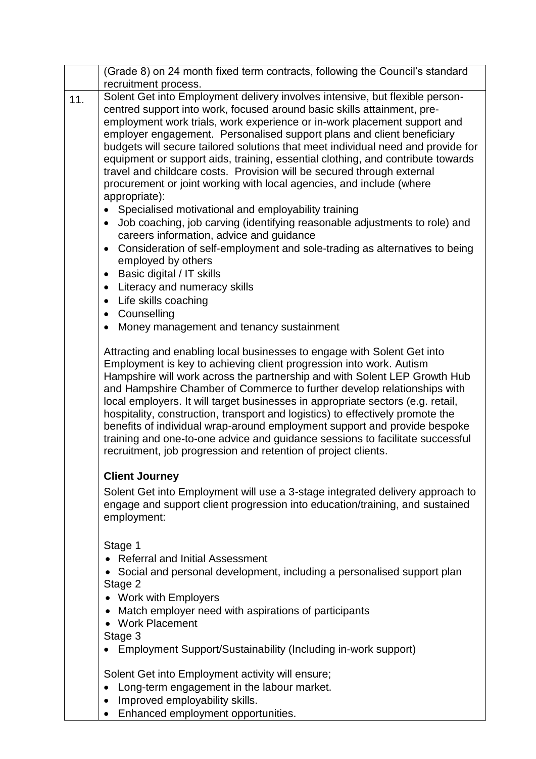|  |  |
|---|---|
|  | (Grade 8) on 24 month fixed term contracts, following the Council's standard recruitment process. |
| 11. | Solent Get into Employment delivery involves intensive, but flexible person-centred support into work, focused around basic skills attainment, pre-employment work trials, work experience or in-work placement support and employer engagement. Personalised support plans and client beneficiary budgets will secure tailored solutions that meet individual need and provide for equipment or support aids, training, essential clothing, and contribute towards travel and childcare costs. Provision will be secured through external procurement or joint working with local agencies, and include (where appropriate):<br>• Specialised motivational and employability training<br>• Job coaching, job carving (identifying reasonable adjustments to role) and careers information, advice and guidance<br>• Consideration of self-employment and sole-trading as alternatives to being employed by others<br>• Basic digital / IT skills<br>• Literacy and numeracy skills<br>• Life skills coaching<br>• Counselling<br>• Money management and tenancy sustainment<br><br>Attracting and enabling local businesses to engage with Solent Get into Employment is key to achieving client progression into work. Autism Hampshire will work across the partnership and with Solent LEP Growth Hub and Hampshire Chamber of Commerce to further develop relationships with local employers. It will target businesses in appropriate sectors (e.g. retail, hospitality, construction, transport and logistics) to effectively promote the benefits of individual wrap-around employment support and provide bespoke training and one-to-one advice and guidance sessions to facilitate successful recruitment, job progression and retention of project clients.<br><br>**Client Journey**<br><br>Solent Get into Employment will use a 3-stage integrated delivery approach to engage and support client progression into education/training, and sustained employment:<br><br>Stage 1<br>• Referral and Initial Assessment<br>• Social and personal development, including a personalised support plan<br>Stage 2<br>• Work with Employers<br>• Match employer need with aspirations of participants<br>• Work Placement<br>Stage 3<br>• Employment Support/Sustainability (Including in-work support)<br><br>Solent Get into Employment activity will ensure;<br>• Long-term engagement in the labour market.<br>• Improved employability skills.<br>• Enhanced employment opportunities. |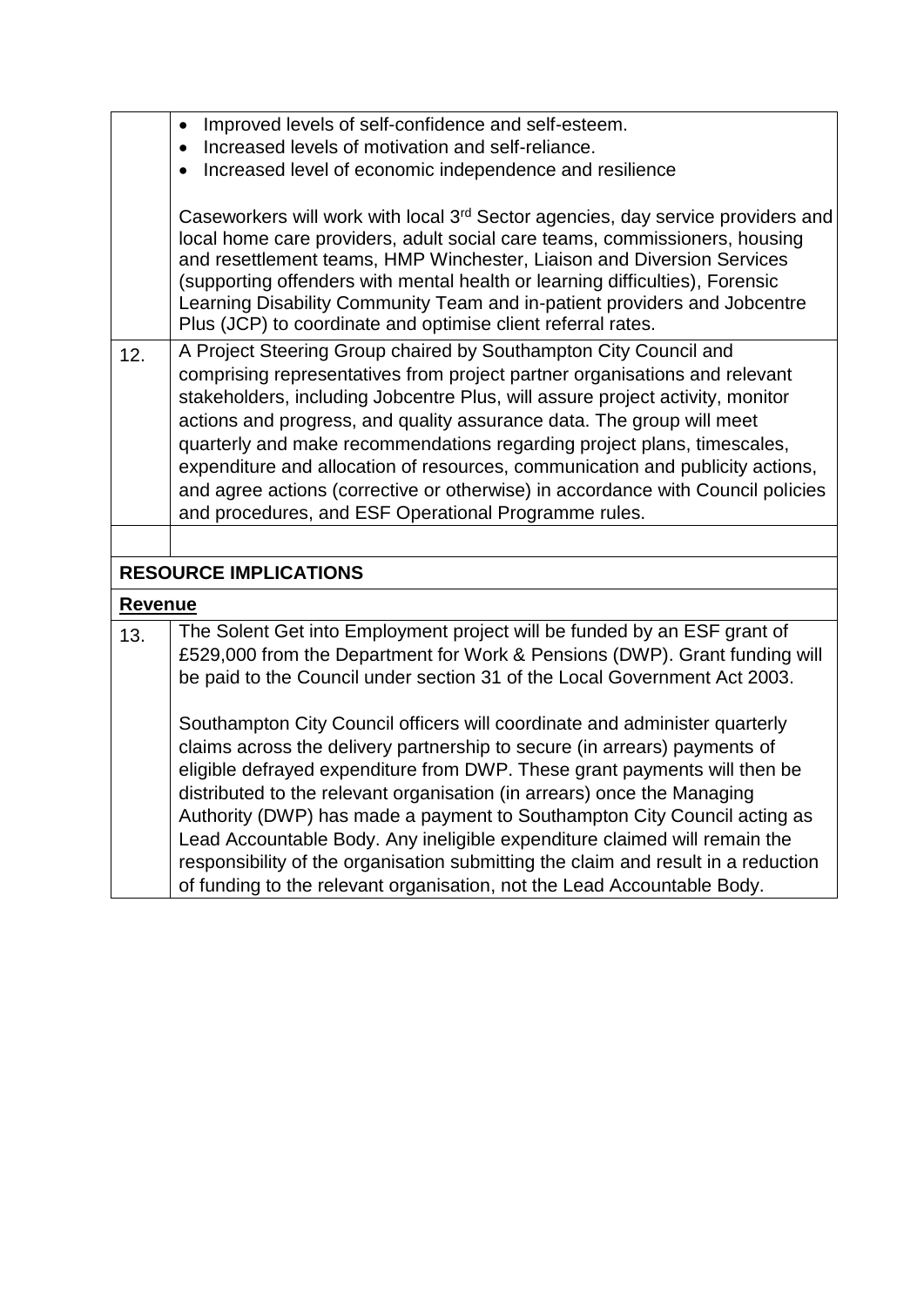|  |  |
|---|---|
|  | • Improved levels of self-confidence and self-esteem.<br>• Increased levels of motivation and self-reliance.<br>• Increased level of economic independence and resilience<br><br>Caseworkers will work with local 3rd Sector agencies, day service providers and local home care providers, adult social care teams, commissioners, housing and resettlement teams, HMP Winchester, Liaison and Diversion Services (supporting offenders with mental health or learning difficulties), Forensic Learning Disability Community Team and in-patient providers and Jobcentre Plus (JCP) to coordinate and optimise client referral rates. |
| 12. | A Project Steering Group chaired by Southampton City Council and comprising representatives from project partner organisations and relevant stakeholders, including Jobcentre Plus, will assure project activity, monitor actions and progress, and quality assurance data. The group will meet quarterly and make recommendations regarding project plans, timescales, expenditure and allocation of resources, communication and publicity actions, and agree actions (corrective or otherwise) in accordance with Council policies and procedures, and ESF Operational Programme rules. |
|  |  |
| **RESOURCE IMPLICATIONS** |  |
| **<u>Revenue</u>** |  |
| 13. | The Solent Get into Employment project will be funded by an ESF grant of £529,000 from the Department for Work & Pensions (DWP). Grant funding will be paid to the Council under section 31 of the Local Government Act 2003.<br><br>Southampton City Council officers will coordinate and administer quarterly claims across the delivery partnership to secure (in arrears) payments of eligible defrayed expenditure from DWP. These grant payments will then be distributed to the relevant organisation (in arrears) once the Managing Authority (DWP) has made a payment to Southampton City Council acting as Lead Accountable Body. Any ineligible expenditure claimed will remain the responsibility of the organisation submitting the claim and result in a reduction of funding to the relevant organisation, not the Lead Accountable Body. |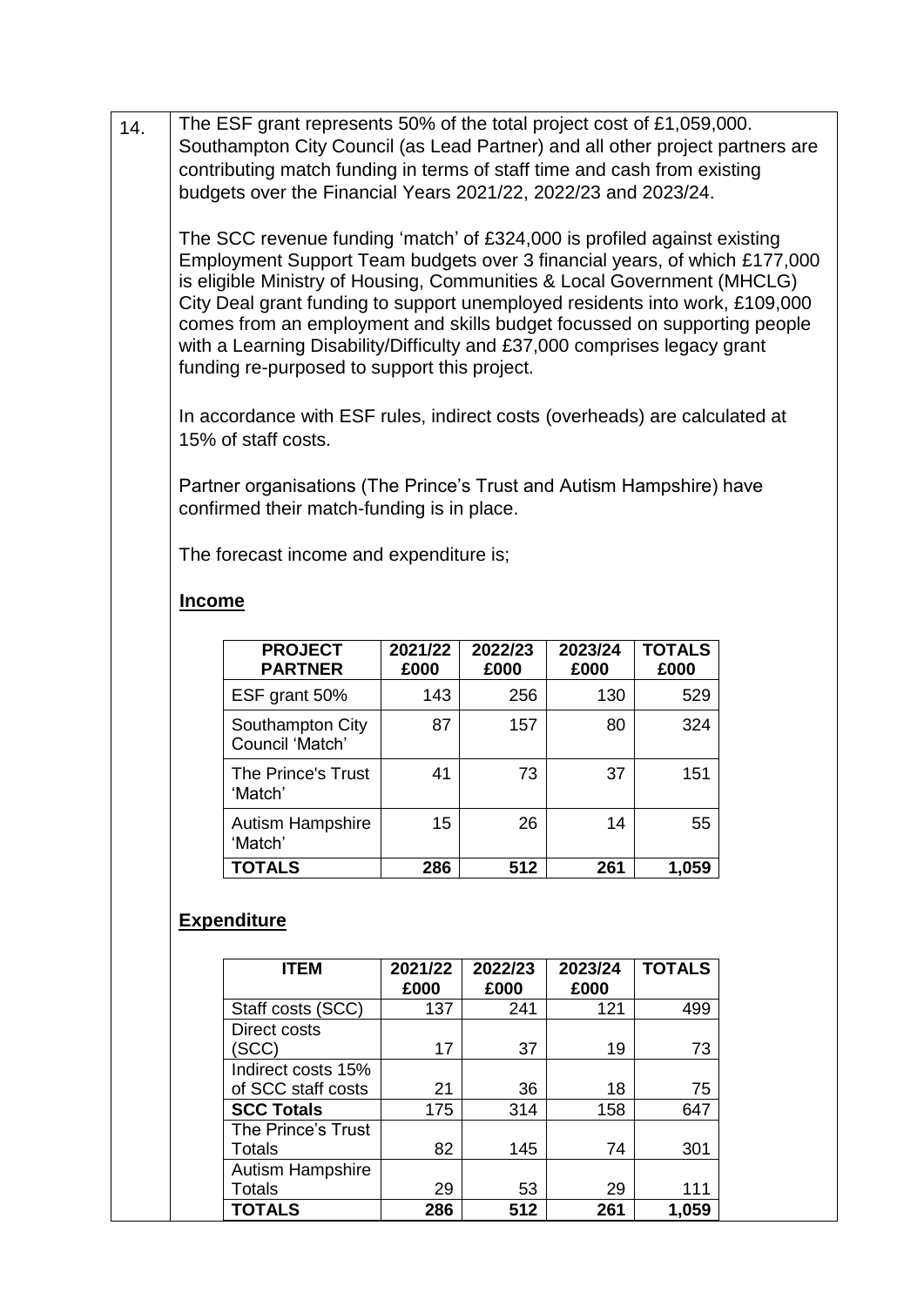14. The ESF grant represents 50% of the total project cost of £1,059,000. Southampton City Council (as Lead Partner) and all other project partners are contributing match funding in terms of staff time and cash from existing budgets over the Financial Years 2021/22, 2022/23 and 2023/24.

The SCC revenue funding 'match' of £324,000 is profiled against existing Employment Support Team budgets over 3 financial years, of which £177,000 is eligible Ministry of Housing, Communities & Local Government (MHCLG) City Deal grant funding to support unemployed residents into work, £109,000 comes from an employment and skills budget focussed on supporting people with a Learning Disability/Difficulty and £37,000 comprises legacy grant funding re-purposed to support this project.

In accordance with ESF rules, indirect costs (overheads) are calculated at 15% of staff costs.

Partner organisations (The Prince's Trust and Autism Hampshire) have confirmed their match-funding is in place.

The forecast income and expenditure is;

**Income**

| PROJECT PARTNER | 2021/22 £000 | 2022/23 £000 | 2023/24 £000 | TOTALS £000 |
|---|---|---|---|---|
| ESF grant 50% | 143 | 256 | 130 | 529 |
| Southampton City Council 'Match' | 87 | 157 | 80 | 324 |
| The Prince's Trust 'Match' | 41 | 73 | 37 | 151 |
| Autism Hampshire 'Match' | 15 | 26 | 14 | 55 |
| **TOTALS** | **286** | **512** | **261** | **1,059** |

**Expenditure**

| ITEM | 2021/22 £000 | 2022/23 £000 | 2023/24 £000 | TOTALS |
|---|---|---|---|---|
| Staff costs (SCC) | 137 | 241 | 121 | 499 |
| Direct costs (SCC) | 17 | 37 | 19 | 73 |
| Indirect costs 15% of SCC staff costs | 21 | 36 | 18 | 75 |
| **SCC Totals** | 175 | 314 | 158 | 647 |
| The Prince's Trust Totals | 82 | 145 | 74 | 301 |
| Autism Hampshire Totals | 29 | 53 | 29 | 111 |
| **TOTALS** | **286** | **512** | **261** | **1,059** |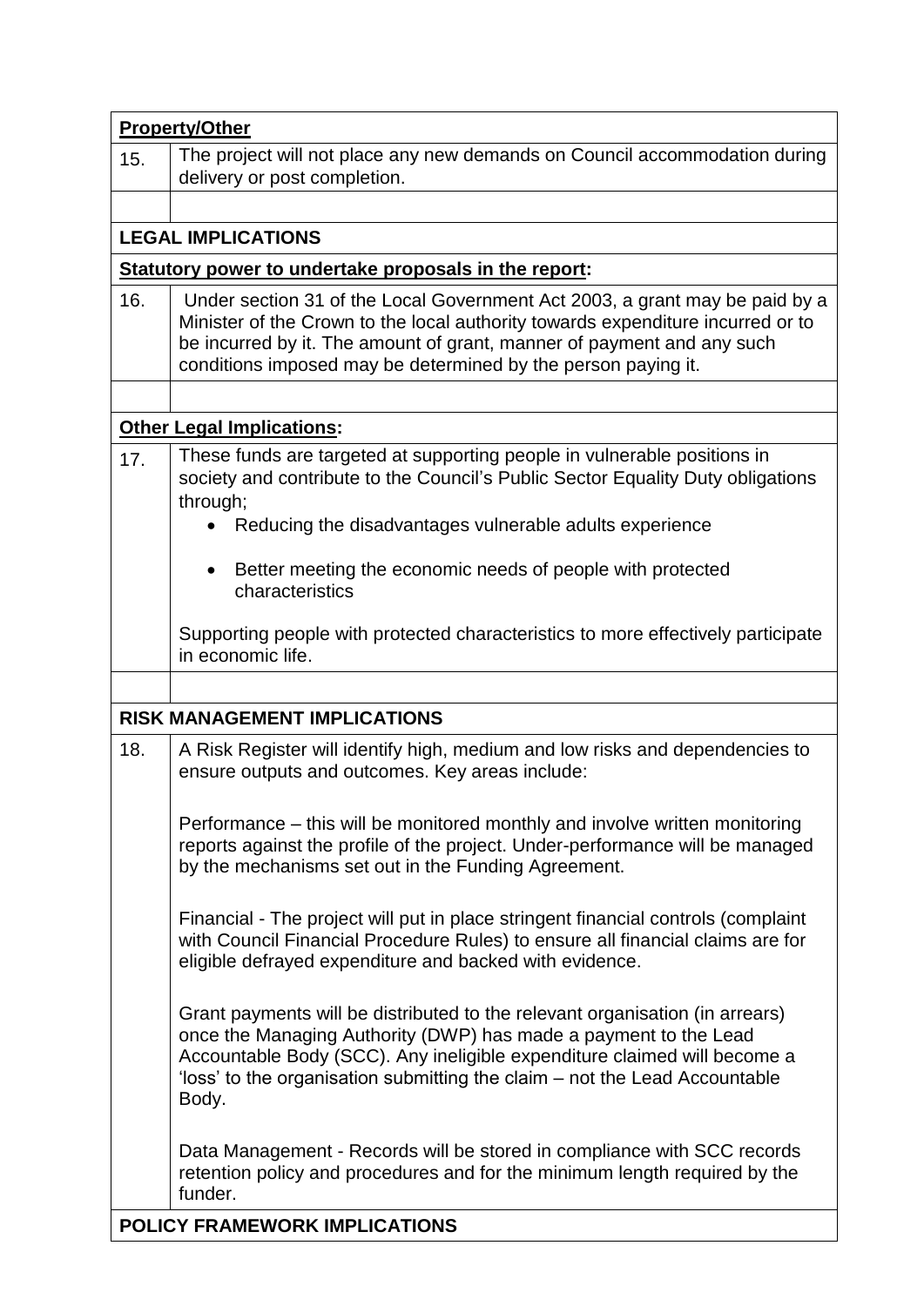| **Property/Other** | |
|---|---|
| 15. | The project will not place any new demands on Council accommodation during delivery or post completion. |
| | |
| **LEGAL IMPLICATIONS** | |
| **Statutory power to undertake proposals in the report:** | |
| 16. | Under section 31 of the Local Government Act 2003, a grant may be paid by a Minister of the Crown to the local authority towards expenditure incurred or to be incurred by it. The amount of grant, manner of payment and any such conditions imposed may be determined by the person paying it. |
| | |
| **Other Legal Implications:** | |
| 17. | These funds are targeted at supporting people in vulnerable positions in society and contribute to the Council's Public Sector Equality Duty obligations through;<br>• Reducing the disadvantages vulnerable adults experience<br>• Better meeting the economic needs of people with protected characteristics<br><br>Supporting people with protected characteristics to more effectively participate in economic life. |
| | |
| **RISK MANAGEMENT IMPLICATIONS** | |
| 18. | A Risk Register will identify high, medium and low risks and dependencies to ensure outputs and outcomes. Key areas include:<br><br>Performance – this will be monitored monthly and involve written monitoring reports against the profile of the project. Under-performance will be managed by the mechanisms set out in the Funding Agreement.<br><br>Financial - The project will put in place stringent financial controls (complaint with Council Financial Procedure Rules) to ensure all financial claims are for eligible defrayed expenditure and backed with evidence.<br><br>Grant payments will be distributed to the relevant organisation (in arrears) once the Managing Authority (DWP) has made a payment to the Lead Accountable Body (SCC). Any ineligible expenditure claimed will become a 'loss' to the organisation submitting the claim – not the Lead Accountable Body.<br><br>Data Management - Records will be stored in compliance with SCC records retention policy and procedures and for the minimum length required by the funder. |
| **POLICY FRAMEWORK IMPLICATIONS** | |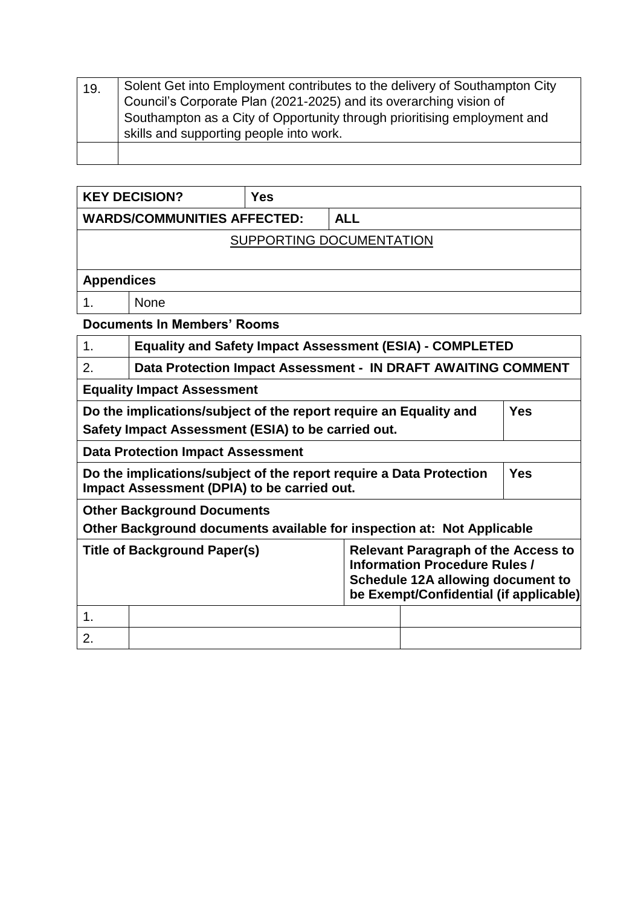| | |
|---|---|
| 19. | Solent Get into Employment contributes to the delivery of Southampton City Council's Corporate Plan (2021-2025) and its overarching vision of Southampton as a City of Opportunity through prioritising employment and skills and supporting people into work. |
| | |

| | |
|---|---|
| **KEY DECISION?** | **Yes** |
| **WARDS/COMMUNITIES AFFECTED:** | **ALL** |

SUPPORTING DOCUMENTATION

**Appendices**

| | |
|---|---|
| 1. | None |

**Documents In Members' Rooms**

| | |
|---|---|
| 1. | **Equality and Safety Impact Assessment (ESIA) - COMPLETED** |
| 2. | **Data Protection Impact Assessment - IN DRAFT AWAITING COMMENT** |

**Equality Impact Assessment**

| | |
|---|---|
| **Do the implications/subject of the report require an Equality and Safety Impact Assessment (ESIA) to be carried out.** | **Yes** |

**Data Protection Impact Assessment**

| | |
|---|---|
| **Do the implications/subject of the report require a Data Protection Impact Assessment (DPIA) to be carried out.** | **Yes** |

**Other Background Documents**

**Other Background documents available for inspection at: Not Applicable**

| | **Title of Background Paper(s)** | **Relevant Paragraph of the Access to Information Procedure Rules / Schedule 12A allowing document to be Exempt/Confidential (if applicable)** |
|---|---|---|
| 1. | | |
| 2. | | |